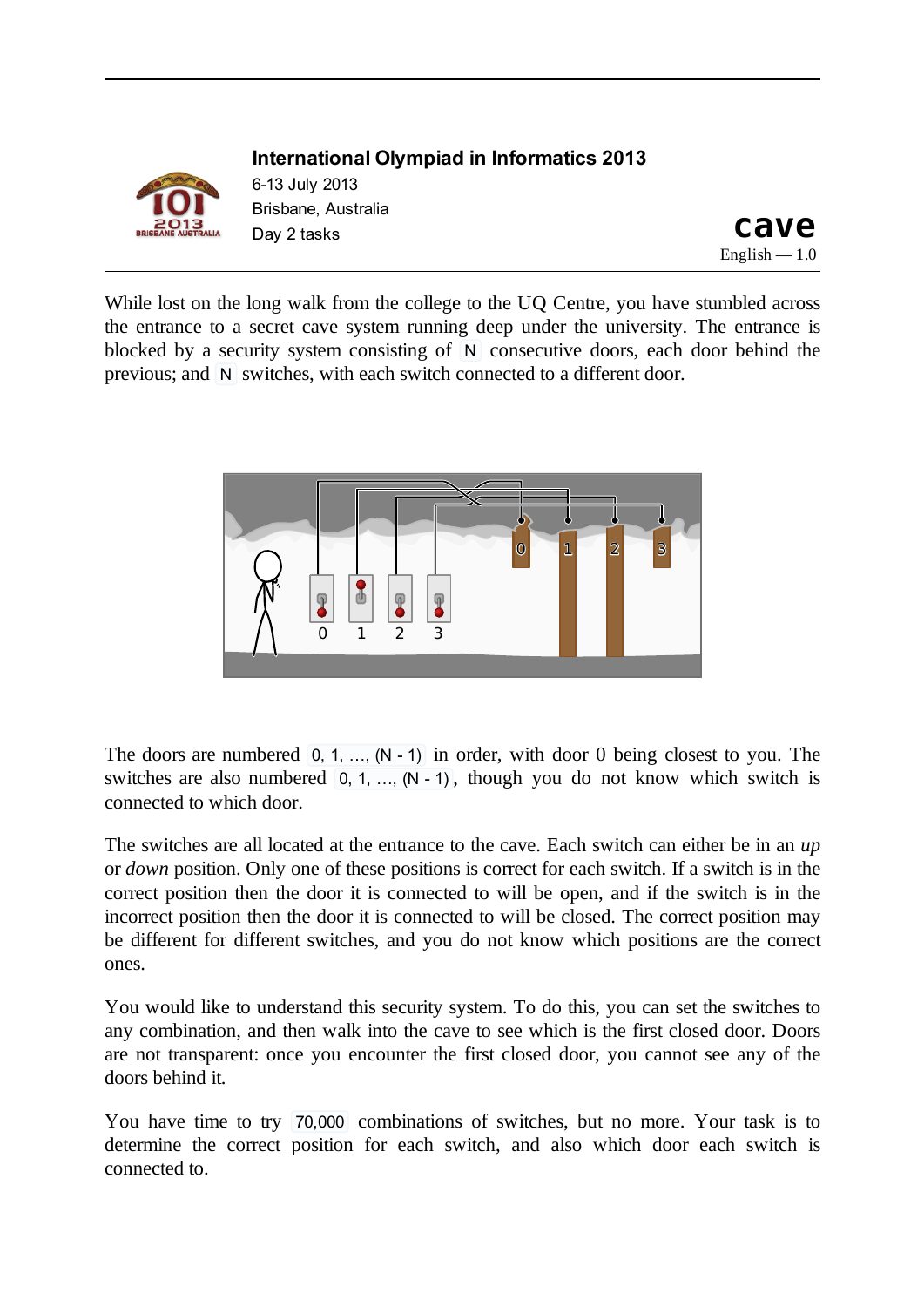**International Olympiad in Informatics 2013**

6-13 July 2013
Brisbane, Australia
Day 2 tasks

# cave

English — 1.0

While lost on the long walk from the college to the UQ Centre, you have stumbled across the entrance to a secret cave system running deep under the university. The entrance is blocked by a security system consisting of `N` consecutive doors, each door behind the previous; and `N` switches, with each switch connected to a different door.

The doors are numbered `0, 1, ..., (N - 1)` in order, with door 0 being closest to you. The switches are also numbered `0, 1, ..., (N - 1)`, though you do not know which switch is connected to which door.

The switches are all located at the entrance to the cave. Each switch can either be in an *up* or *down* position. Only one of these positions is correct for each switch. If a switch is in the correct position then the door it is connected to will be open, and if the switch is in the incorrect position then the door it is connected to will be closed. The correct position may be different for different switches, and you do not know which positions are the correct ones.

You would like to understand this security system. To do this, you can set the switches to any combination, and then walk into the cave to see which is the first closed door. Doors are not transparent: once you encounter the first closed door, you cannot see any of the doors behind it.

You have time to try `70,000` combinations of switches, but no more. Your task is to determine the correct position for each switch, and also which door each switch is connected to.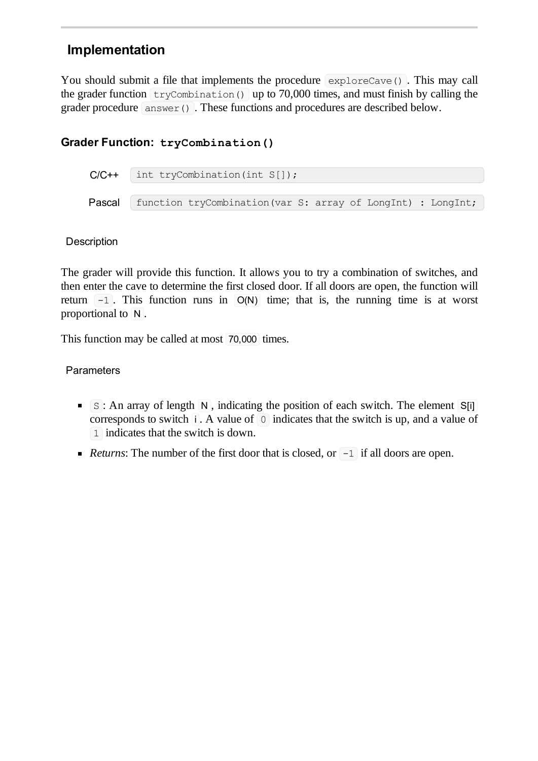## Implementation

You should submit a file that implements the procedure `exploreCave()`. This may call the grader function `tryCombination()` up to 70,000 times, and must finish by calling the grader procedure `answer()`. These functions and procedures are described below.

### Grader Function: `tryCombination()`

| | |
|---|---|
| C/C++ | `int tryCombination(int S[]);` |
| Pascal | `function tryCombination(var S: array of LongInt) : LongInt;` |

#### Description

The grader will provide this function. It allows you to try a combination of switches, and then enter the cave to determine the first closed door. If all doors are open, the function will return `-1`. This function runs in O(N) time; that is, the running time is at worst proportional to N.

This function may be called at most 70,000 times.

#### Parameters

- `S`: An array of length N, indicating the position of each switch. The element S[i] corresponds to switch i. A value of `0` indicates that the switch is up, and a value of `1` indicates that the switch is down.
- *Returns*: The number of the first door that is closed, or `-1` if all doors are open.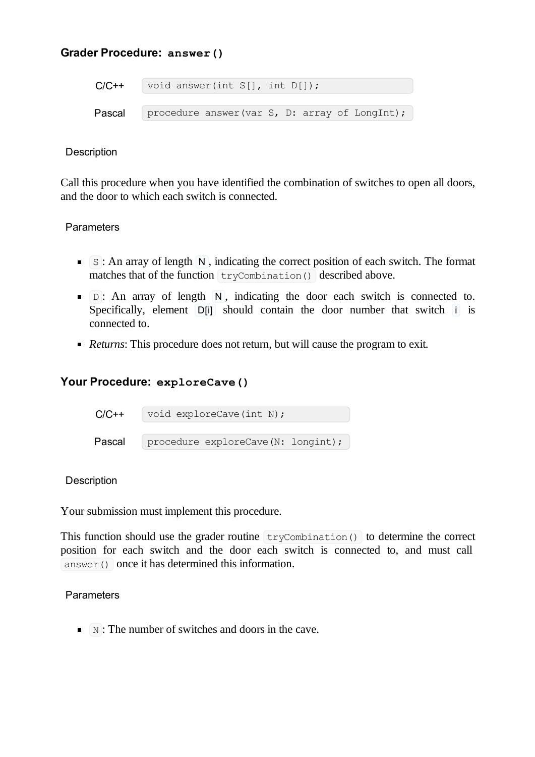### Grader Procedure: `answer()`

| | |
|---|---|
| C/C++ | `void answer(int S[], int D[]);` |
| Pascal | `procedure answer(var S, D: array of LongInt);` |

#### Description

Call this procedure when you have identified the combination of switches to open all doors, and the door to which each switch is connected.

#### Parameters

- `S`: An array of length `N`, indicating the correct position of each switch. The format matches that of the function `tryCombination()` described above.
- `D`: An array of length `N`, indicating the door each switch is connected to. Specifically, element `D[i]` should contain the door number that switch `i` is connected to.
- *Returns*: This procedure does not return, but will cause the program to exit.

### Your Procedure: `exploreCave()`

| | |
|---|---|
| C/C++ | `void exploreCave(int N);` |
| Pascal | `procedure exploreCave(N: longint);` |

#### Description

Your submission must implement this procedure.

This function should use the grader routine `tryCombination()` to determine the correct position for each switch and the door each switch is connected to, and must call `answer()` once it has determined this information.

#### Parameters

- `N`: The number of switches and doors in the cave.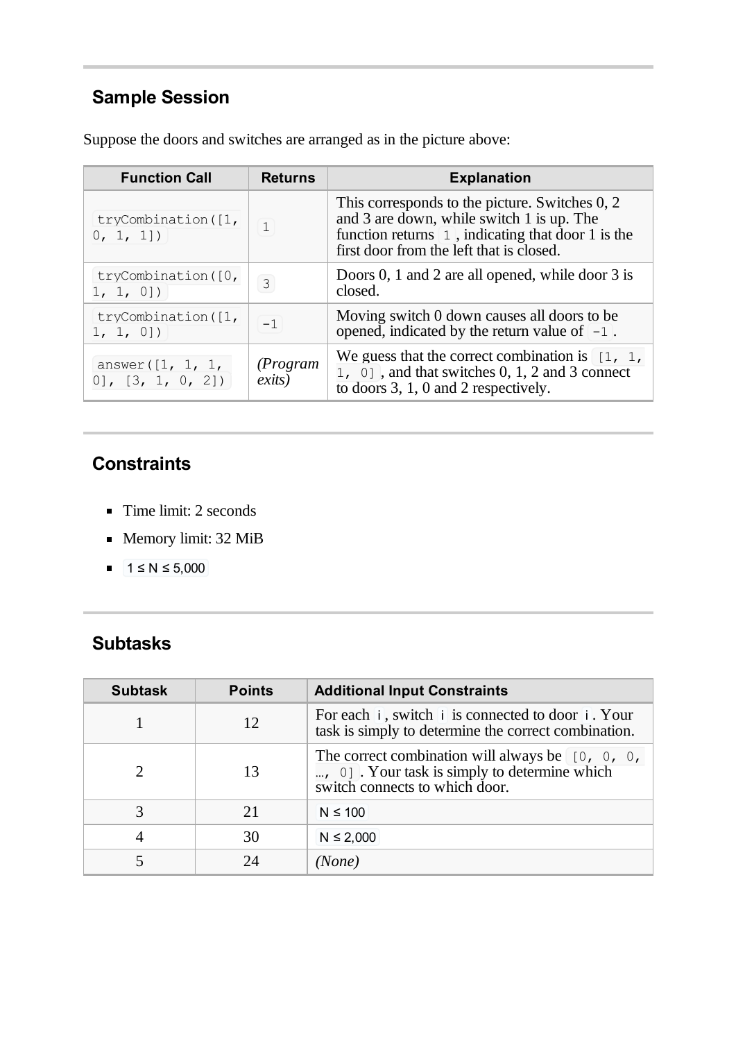## Sample Session

Suppose the doors and switches are arranged as in the picture above:

| Function Call | Returns | Explanation |
| --- | --- | --- |
| `tryCombination([1, 0, 1, 1])` | `1` | This corresponds to the picture. Switches 0, 2 and 3 are down, while switch 1 is up. The function returns `1`, indicating that door 1 is the first door from the left that is closed. |
| `tryCombination([0, 1, 1, 0])` | `3` | Doors 0, 1 and 2 are all opened, while door 3 is closed. |
| `tryCombination([1, 1, 1, 0])` | `-1` | Moving switch 0 down causes all doors to be opened, indicated by the return value of `-1`. |
| `answer([1, 1, 1, 0], [3, 1, 0, 2])` | *(Program exits)* | We guess that the correct combination is `[1, 1, 1, 0]`, and that switches 0, 1, 2 and 3 connect to doors 3, 1, 0 and 2 respectively. |

## Constraints

- Time limit: 2 seconds
- Memory limit: 32 MiB
- `1 ≤ N ≤ 5,000`

## Subtasks

| Subtask | Points | Additional Input Constraints |
| --- | --- | --- |
| 1 | 12 | For each `i`, switch `i` is connected to door `i`. Your task is simply to determine the correct combination. |
| 2 | 13 | The correct combination will always be `[0, 0, 0, …, 0]`. Your task is simply to determine which switch connects to which door. |
| 3 | 21 | `N ≤ 100` |
| 4 | 30 | `N ≤ 2,000` |
| 5 | 24 | *(None)* |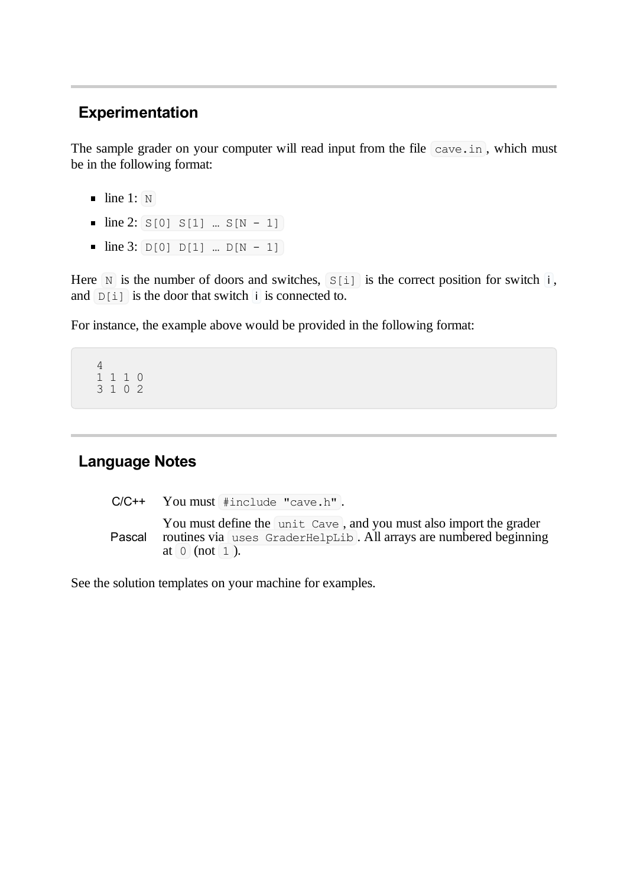## Experimentation

The sample grader on your computer will read input from the file `cave.in`, which must be in the following format:

- line 1: `N`
- line 2: `S[0] S[1] … S[N - 1]`
- line 3: `D[0] D[1] … D[N - 1]`

Here `N` is the number of doors and switches, `S[i]` is the correct position for switch `i`, and `D[i]` is the door that switch `i` is connected to.

For instance, the example above would be provided in the following format:

```
4
1 1 1 0
3 1 0 2
```

## Language Notes

| | |
|---|---|
| C/C++ | You must `#include "cave.h"`. |
| Pascal | You must define the `unit Cave`, and you must also import the grader routines via `uses GraderHelpLib`. All arrays are numbered beginning at `0` (not `1`). |

See the solution templates on your machine for examples.